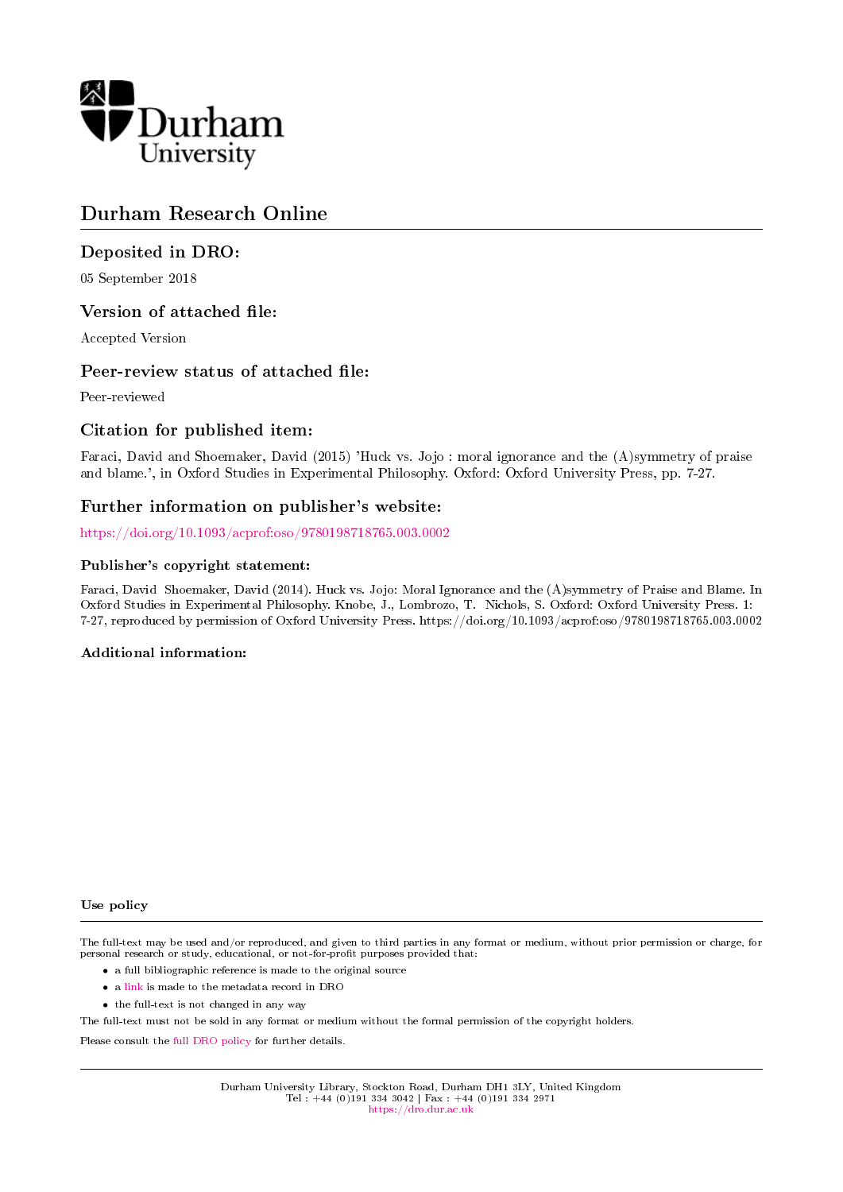Durham University

# Durham Research Online

## Deposited in DRO:

05 September 2018

## Version of attached file:

Accepted Version

## Peer-review status of attached file:

Peer-reviewed

## Citation for published item:

Faraci, David and Shoemaker, David (2015) 'Huck vs. Jojo : moral ignorance and the (A)symmetry of praise and blame.', in Oxford Studies in Experimental Philosophy. Oxford: Oxford University Press, pp. 7-27.

## Further information on publisher's website:

https://doi.org/10.1093/acprof:oso/9780198718765.003.0002

### Publisher's copyright statement:

Faraci, David Shoemaker, David (2014). Huck vs. Jojo: Moral Ignorance and the (A)symmetry of Praise and Blame. In Oxford Studies in Experimental Philosophy. Knobe, J., Lombrozo, T. Nichols, S. Oxford: Oxford University Press. 1: 7-27, reproduced by permission of Oxford University Press. https://doi.org/10.1093/acprof:oso/9780198718765.003.0002

### Additional information:

#### Use policy

The full-text may be used and/or reproduced, and given to third parties in any format or medium, without prior permission or charge, for personal research or study, educational, or not-for-profit purposes provided that:

- a full bibliographic reference is made to the original source
- a link is made to the metadata record in DRO
- the full-text is not changed in any way

The full-text must not be sold in any format or medium without the formal permission of the copyright holders.

Please consult the full DRO policy for further details.

Durham University Library, Stockton Road, Durham DH1 3LY, United Kingdom
Tel : +44 (0)191 334 3042 | Fax : +44 (0)191 334 2971
https://dro.dur.ac.uk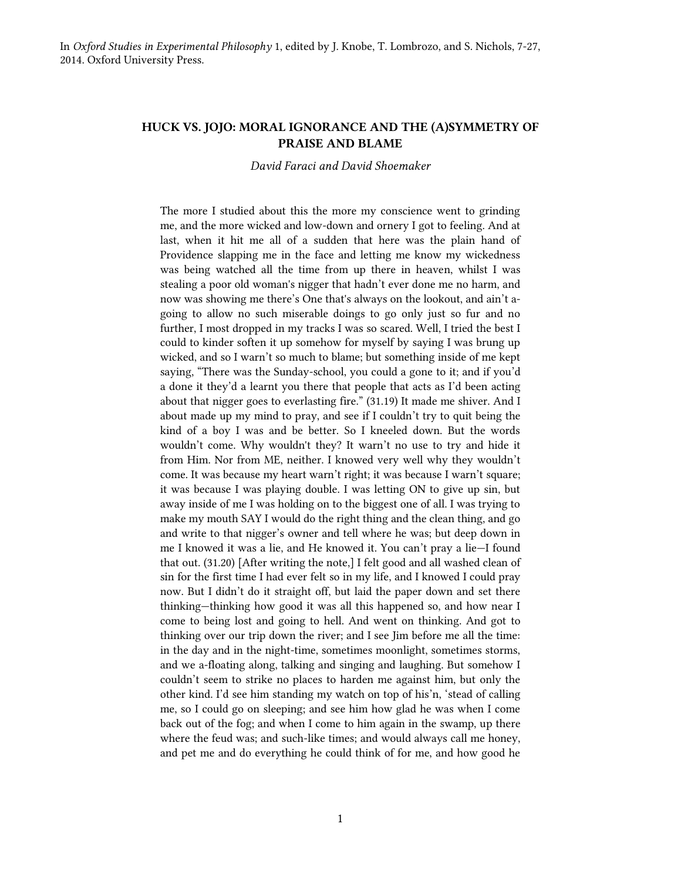In *Oxford Studies in Experimental Philosophy* 1, edited by J. Knobe, T. Lombrozo, and S. Nichols, 7-27, 2014. Oxford University Press.

# HUCK VS. JOJO: MORAL IGNORANCE AND THE (A)SYMMETRY OF PRAISE AND BLAME

*David Faraci and David Shoemaker*

> The more I studied about this the more my conscience went to grinding me, and the more wicked and low-down and ornery I got to feeling. And at last, when it hit me all of a sudden that here was the plain hand of Providence slapping me in the face and letting me know my wickedness was being watched all the time from up there in heaven, whilst I was stealing a poor old woman's nigger that hadn't ever done me no harm, and now was showing me there's One that's always on the lookout, and ain't a-going to allow no such miserable doings to go only just so fur and no further, I most dropped in my tracks I was so scared. Well, I tried the best I could to kinder soften it up somehow for myself by saying I was brung up wicked, and so I warn't so much to blame; but something inside of me kept saying, "There was the Sunday-school, you could a gone to it; and if you'd a done it they'd a learnt you there that people that acts as I'd been acting about that nigger goes to everlasting fire." (31.19) It made me shiver. And I about made up my mind to pray, and see if I couldn't try to quit being the kind of a boy I was and be better. So I kneeled down. But the words wouldn't come. Why wouldn't they? It warn't no use to try and hide it from Him. Nor from ME, neither. I knowed very well why they wouldn't come. It was because my heart warn't right; it was because I warn't square; it was because I was playing double. I was letting ON to give up sin, but away inside of me I was holding on to the biggest one of all. I was trying to make my mouth SAY I would do the right thing and the clean thing, and go and write to that nigger's owner and tell where he was; but deep down in me I knowed it was a lie, and He knowed it. You can't pray a lie—I found that out. (31.20) [After writing the note,] I felt good and all washed clean of sin for the first time I had ever felt so in my life, and I knowed I could pray now. But I didn't do it straight off, but laid the paper down and set there thinking—thinking how good it was all this happened so, and how near I come to being lost and going to hell. And went on thinking. And got to thinking over our trip down the river; and I see Jim before me all the time: in the day and in the night-time, sometimes moonlight, sometimes storms, and we a-floating along, talking and singing and laughing. But somehow I couldn't seem to strike no places to harden me against him, but only the other kind. I'd see him standing my watch on top of his'n, 'stead of calling me, so I could go on sleeping; and see him how glad he was when I come back out of the fog; and when I come to him again in the swamp, up there where the feud was; and such-like times; and would always call me honey, and pet me and do everything he could think of for me, and how good he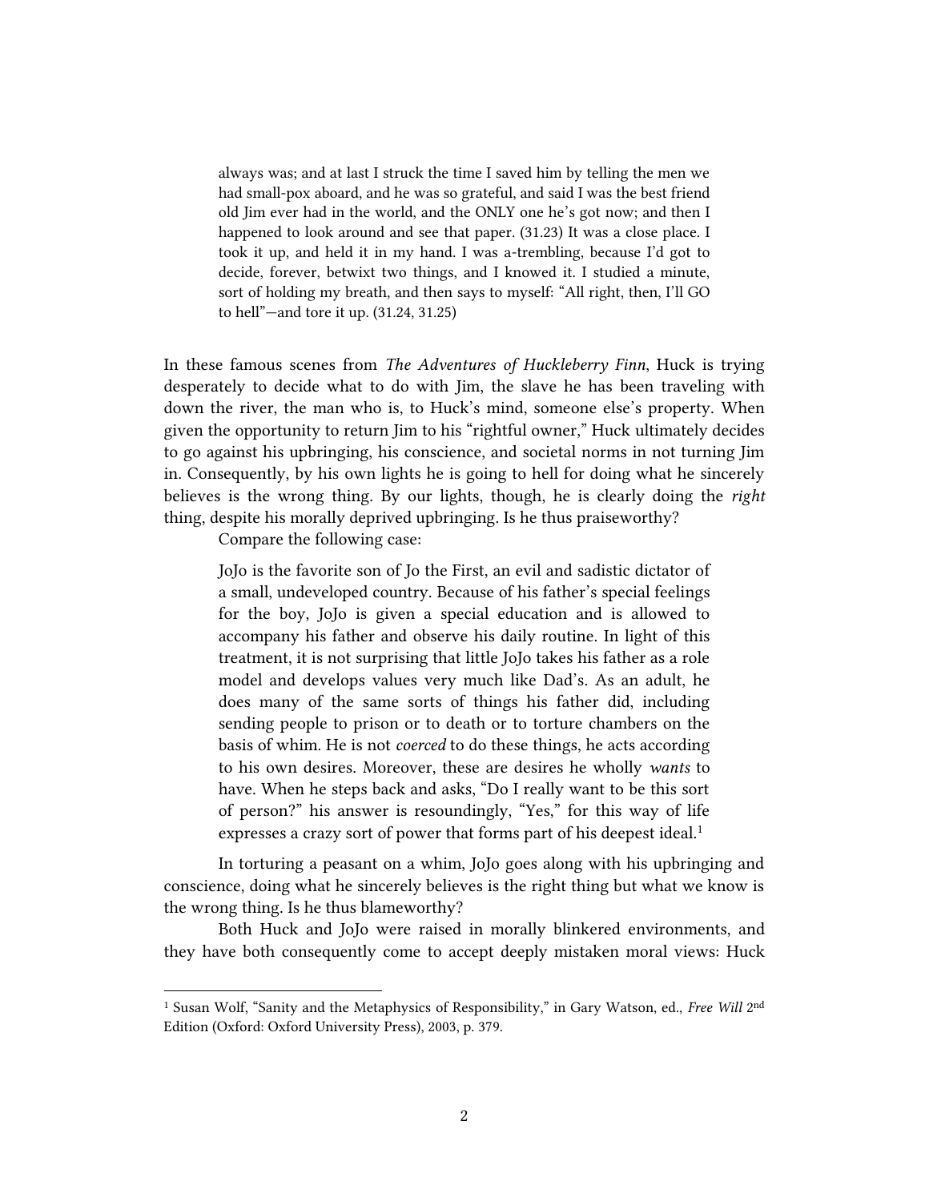> always was; and at last I struck the time I saved him by telling the men we had small-pox aboard, and he was so grateful, and said I was the best friend old Jim ever had in the world, and the ONLY one he's got now; and then I happened to look around and see that paper. (31.23) It was a close place. I took it up, and held it in my hand. I was a-trembling, because I'd got to decide, forever, betwixt two things, and I knowed it. I studied a minute, sort of holding my breath, and then says to myself: "All right, then, I'll GO to hell"—and tore it up. (31.24, 31.25)

In these famous scenes from *The Adventures of Huckleberry Finn*, Huck is trying desperately to decide what to do with Jim, the slave he has been traveling with down the river, the man who is, to Huck's mind, someone else's property. When given the opportunity to return Jim to his "rightful owner," Huck ultimately decides to go against his upbringing, his conscience, and societal norms in not turning Jim in. Consequently, by his own lights he is going to hell for doing what he sincerely believes is the wrong thing. By our lights, though, he is clearly doing the *right* thing, despite his morally deprived upbringing. Is he thus praiseworthy?

Compare the following case:

> JoJo is the favorite son of Jo the First, an evil and sadistic dictator of a small, undeveloped country. Because of his father's special feelings for the boy, JoJo is given a special education and is allowed to accompany his father and observe his daily routine. In light of this treatment, it is not surprising that little JoJo takes his father as a role model and develops values very much like Dad's. As an adult, he does many of the same sorts of things his father did, including sending people to prison or to death or to torture chambers on the basis of whim. He is not *coerced* to do these things, he acts according to his own desires. Moreover, these are desires he wholly *wants* to have. When he steps back and asks, "Do I really want to be this sort of person?" his answer is resoundingly, "Yes," for this way of life expresses a crazy sort of power that forms part of his deepest ideal.[1]

In torturing a peasant on a whim, JoJo goes along with his upbringing and conscience, doing what he sincerely believes is the right thing but what we know is the wrong thing. Is he thus blameworthy?

Both Huck and JoJo were raised in morally blinkered environments, and they have both consequently come to accept deeply mistaken moral views: Huck

---

[1] Susan Wolf, "Sanity and the Metaphysics of Responsibility," in Gary Watson, ed., *Free Will* 2nd Edition (Oxford: Oxford University Press), 2003, p. 379.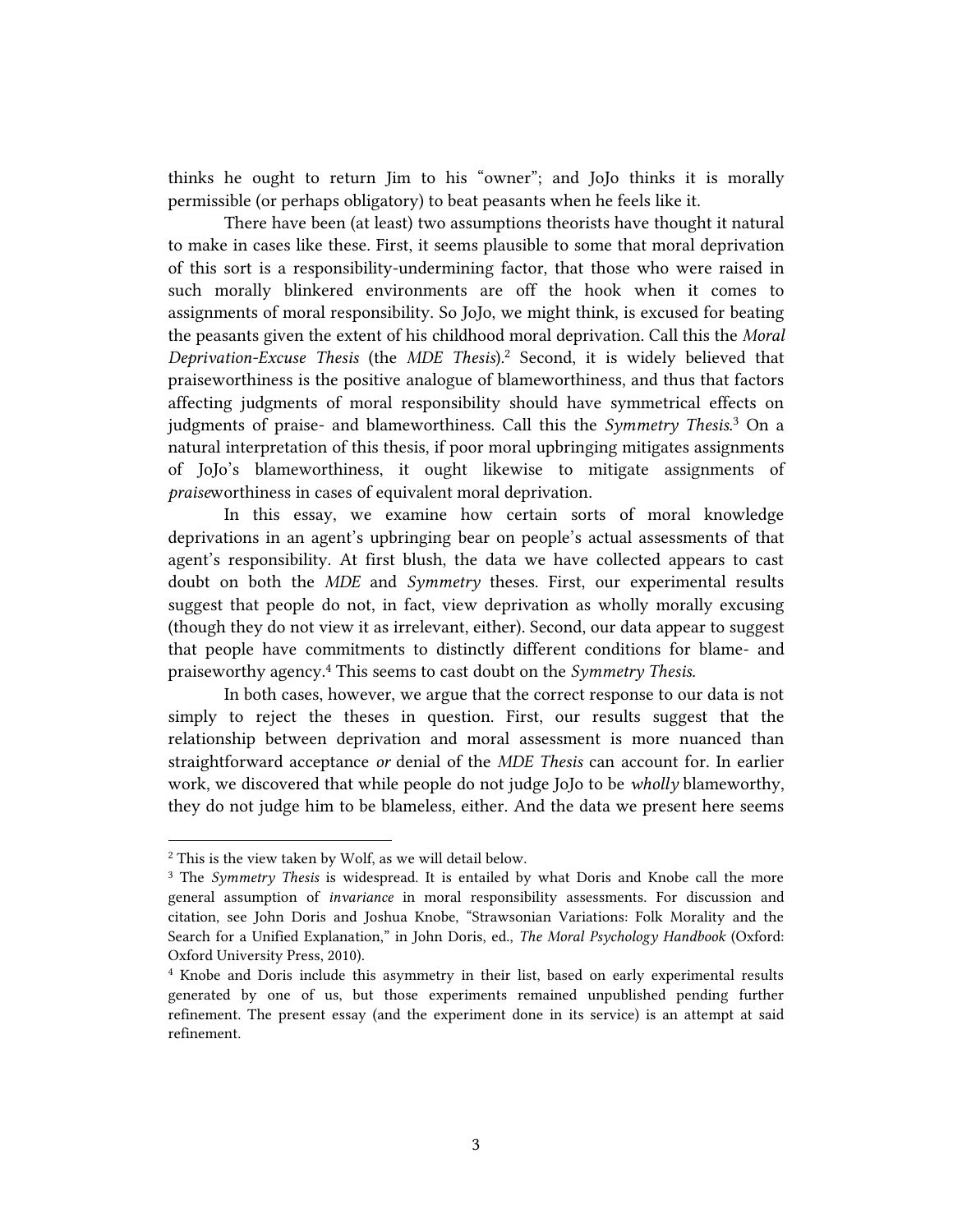thinks he ought to return Jim to his “owner”; and JoJo thinks it is morally permissible (or perhaps obligatory) to beat peasants when he feels like it.

There have been (at least) two assumptions theorists have thought it natural to make in cases like these. First, it seems plausible to some that moral deprivation of this sort is a responsibility-undermining factor, that those who were raised in such morally blinkered environments are off the hook when it comes to assignments of moral responsibility. So JoJo, we might think, is excused for beating the peasants given the extent of his childhood moral deprivation. Call this the *Moral Deprivation-Excuse Thesis* (the *MDE Thesis*).[2] Second, it is widely believed that praiseworthiness is the positive analogue of blameworthiness, and thus that factors affecting judgments of moral responsibility should have symmetrical effects on judgments of praise- and blameworthiness. Call this the *Symmetry Thesis*.[3] On a natural interpretation of this thesis, if poor moral upbringing mitigates assignments of JoJo’s blameworthiness, it ought likewise to mitigate assignments of *praise*worthiness in cases of equivalent moral deprivation.

In this essay, we examine how certain sorts of moral knowledge deprivations in an agent’s upbringing bear on people’s actual assessments of that agent’s responsibility. At first blush, the data we have collected appears to cast doubt on both the *MDE* and *Symmetry* theses. First, our experimental results suggest that people do not, in fact, view deprivation as wholly morally excusing (though they do not view it as irrelevant, either). Second, our data appear to suggest that people have commitments to distinctly different conditions for blame- and praiseworthy agency.[4] This seems to cast doubt on the *Symmetry Thesis*.

In both cases, however, we argue that the correct response to our data is not simply to reject the theses in question. First, our results suggest that the relationship between deprivation and moral assessment is more nuanced than straightforward acceptance *or* denial of the *MDE Thesis* can account for. In earlier work, we discovered that while people do not judge JoJo to be *wholly* blameworthy, they do not judge him to be blameless, either. And the data we present here seems

---

[2] This is the view taken by Wolf, as we will detail below.

[3] The *Symmetry Thesis* is widespread. It is entailed by what Doris and Knobe call the more general assumption of *invariance* in moral responsibility assessments. For discussion and citation, see John Doris and Joshua Knobe, “Strawsonian Variations: Folk Morality and the Search for a Unified Explanation,” in John Doris, ed., *The Moral Psychology Handbook* (Oxford: Oxford University Press, 2010).

[4] Knobe and Doris include this asymmetry in their list, based on early experimental results generated by one of us, but those experiments remained unpublished pending further refinement. The present essay (and the experiment done in its service) is an attempt at said refinement.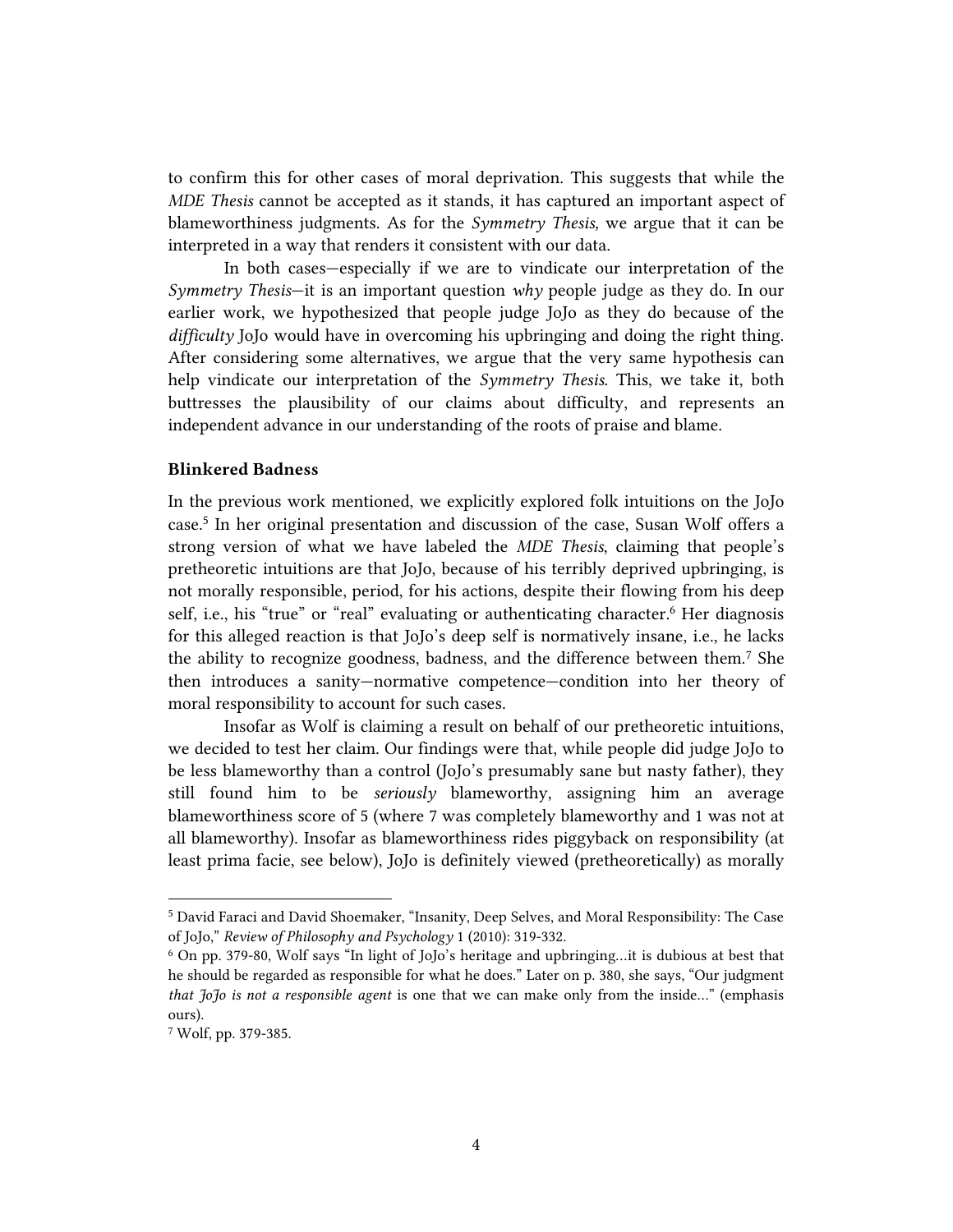to confirm this for other cases of moral deprivation. This suggests that while the *MDE Thesis* cannot be accepted as it stands, it has captured an important aspect of blameworthiness judgments. As for the *Symmetry Thesis,* we argue that it can be interpreted in a way that renders it consistent with our data.

In both cases—especially if we are to vindicate our interpretation of the *Symmetry Thesis*—it is an important question *why* people judge as they do. In our earlier work, we hypothesized that people judge JoJo as they do because of the *difficulty* JoJo would have in overcoming his upbringing and doing the right thing. After considering some alternatives, we argue that the very same hypothesis can help vindicate our interpretation of the *Symmetry Thesis.* This, we take it, both buttresses the plausibility of our claims about difficulty, and represents an independent advance in our understanding of the roots of praise and blame.

### Blinkered Badness

In the previous work mentioned, we explicitly explored folk intuitions on the JoJo case.[5] In her original presentation and discussion of the case, Susan Wolf offers a strong version of what we have labeled the *MDE Thesis*, claiming that people's pretheoretic intuitions are that JoJo, because of his terribly deprived upbringing, is not morally responsible, period, for his actions, despite their flowing from his deep self, i.e., his "true" or "real" evaluating or authenticating character.[6] Her diagnosis for this alleged reaction is that JoJo's deep self is normatively insane, i.e., he lacks the ability to recognize goodness, badness, and the difference between them.[7] She then introduces a sanity—normative competence—condition into her theory of moral responsibility to account for such cases.

Insofar as Wolf is claiming a result on behalf of our pretheoretic intuitions, we decided to test her claim. Our findings were that, while people did judge JoJo to be less blameworthy than a control (JoJo's presumably sane but nasty father), they still found him to be *seriously* blameworthy, assigning him an average blameworthiness score of 5 (where 7 was completely blameworthy and 1 was not at all blameworthy). Insofar as blameworthiness rides piggyback on responsibility (at least prima facie, see below), JoJo is definitely viewed (pretheoretically) as morally

---

[5] David Faraci and David Shoemaker, "Insanity, Deep Selves, and Moral Responsibility: The Case of JoJo," *Review of Philosophy and Psychology* 1 (2010): 319-332.

[6] On pp. 379-80, Wolf says "In light of JoJo's heritage and upbringing…it is dubious at best that he should be regarded as responsible for what he does." Later on p. 380, she says, "Our judgment *that JoJo is not a responsible agent* is one that we can make only from the inside…" (emphasis ours).

[7] Wolf, pp. 379-385.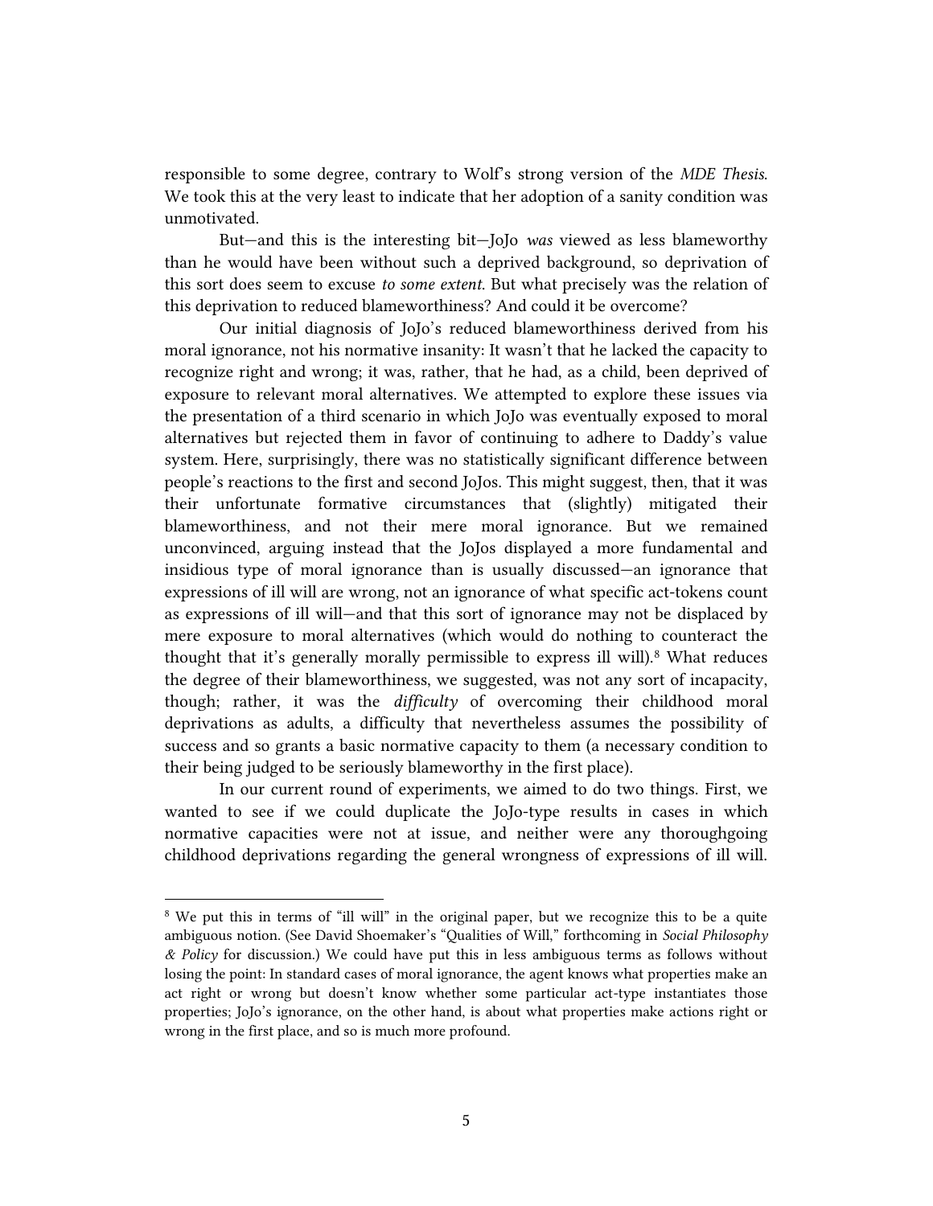responsible to some degree, contrary to Wolf's strong version of the *MDE Thesis*. We took this at the very least to indicate that her adoption of a sanity condition was unmotivated.

But—and this is the interesting bit—JoJo *was* viewed as less blameworthy than he would have been without such a deprived background, so deprivation of this sort does seem to excuse *to some extent*. But what precisely was the relation of this deprivation to reduced blameworthiness? And could it be overcome?

Our initial diagnosis of JoJo's reduced blameworthiness derived from his moral ignorance, not his normative insanity: It wasn't that he lacked the capacity to recognize right and wrong; it was, rather, that he had, as a child, been deprived of exposure to relevant moral alternatives. We attempted to explore these issues via the presentation of a third scenario in which JoJo was eventually exposed to moral alternatives but rejected them in favor of continuing to adhere to Daddy's value system. Here, surprisingly, there was no statistically significant difference between people's reactions to the first and second JoJos. This might suggest, then, that it was their unfortunate formative circumstances that (slightly) mitigated their blameworthiness, and not their mere moral ignorance. But we remained unconvinced, arguing instead that the JoJos displayed a more fundamental and insidious type of moral ignorance than is usually discussed—an ignorance that expressions of ill will are wrong, not an ignorance of what specific act-tokens count as expressions of ill will—and that this sort of ignorance may not be displaced by mere exposure to moral alternatives (which would do nothing to counteract the thought that it's generally morally permissible to express ill will).[8] What reduces the degree of their blameworthiness, we suggested, was not any sort of incapacity, though; rather, it was the *difficulty* of overcoming their childhood moral deprivations as adults, a difficulty that nevertheless assumes the possibility of success and so grants a basic normative capacity to them (a necessary condition to their being judged to be seriously blameworthy in the first place).

In our current round of experiments, we aimed to do two things. First, we wanted to see if we could duplicate the JoJo-type results in cases in which normative capacities were not at issue, and neither were any thoroughgoing childhood deprivations regarding the general wrongness of expressions of ill will.

---

[8] We put this in terms of "ill will" in the original paper, but we recognize this to be a quite ambiguous notion. (See David Shoemaker's "Qualities of Will," forthcoming in *Social Philosophy & Policy* for discussion.) We could have put this in less ambiguous terms as follows without losing the point: In standard cases of moral ignorance, the agent knows what properties make an act right or wrong but doesn't know whether some particular act-type instantiates those properties; JoJo's ignorance, on the other hand, is about what properties make actions right or wrong in the first place, and so is much more profound.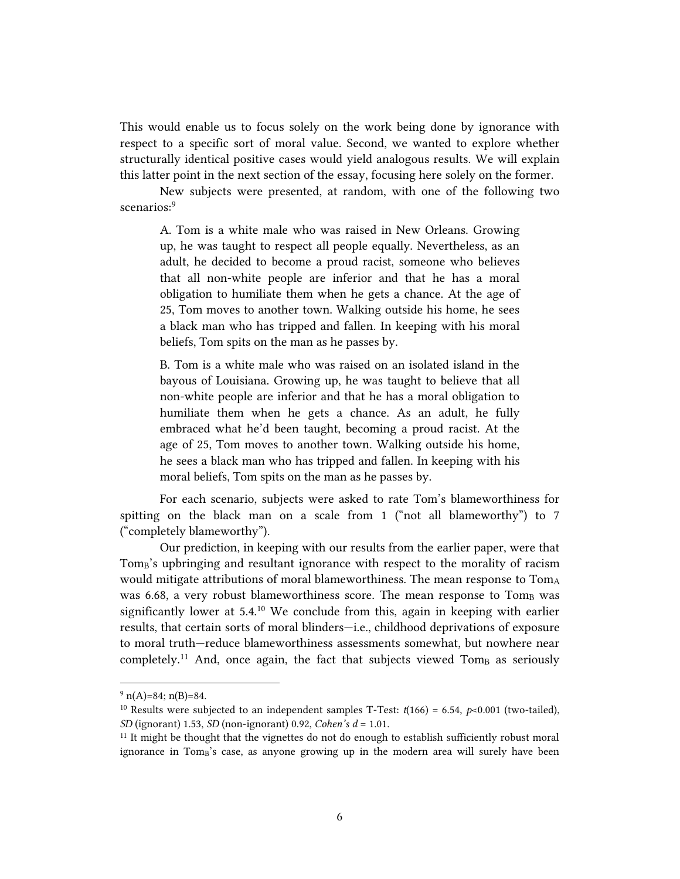This would enable us to focus solely on the work being done by ignorance with respect to a specific sort of moral value. Second, we wanted to explore whether structurally identical positive cases would yield analogous results. We will explain this latter point in the next section of the essay, focusing here solely on the former.

New subjects were presented, at random, with one of the following two scenarios:[9]

> A. Tom is a white male who was raised in New Orleans. Growing up, he was taught to respect all people equally. Nevertheless, as an adult, he decided to become a proud racist, someone who believes that all non-white people are inferior and that he has a moral obligation to humiliate them when he gets a chance. At the age of 25, Tom moves to another town. Walking outside his home, he sees a black man who has tripped and fallen. In keeping with his moral beliefs, Tom spits on the man as he passes by.

> B. Tom is a white male who was raised on an isolated island in the bayous of Louisiana. Growing up, he was taught to believe that all non-white people are inferior and that he has a moral obligation to humiliate them when he gets a chance. As an adult, he fully embraced what he'd been taught, becoming a proud racist. At the age of 25, Tom moves to another town. Walking outside his home, he sees a black man who has tripped and fallen. In keeping with his moral beliefs, Tom spits on the man as he passes by.

For each scenario, subjects were asked to rate Tom's blameworthiness for spitting on the black man on a scale from 1 ("not all blameworthy") to 7 ("completely blameworthy").

Our prediction, in keeping with our results from the earlier paper, were that $Tom_B$'s upbringing and resultant ignorance with respect to the morality of racism would mitigate attributions of moral blameworthiness. The mean response to $Tom_A$ was 6.68, a very robust blameworthiness score. The mean response to $Tom_B$ was significantly lower at 5.4.[10] We conclude from this, again in keeping with earlier results, that certain sorts of moral blinders—i.e., childhood deprivations of exposure to moral truth—reduce blameworthiness assessments somewhat, but nowhere near completely.[11] And, once again, the fact that subjects viewed $Tom_B$ as seriously

---

[9] n(A)=84; n(B)=84.

[10] Results were subjected to an independent samples T-Test: $t(166) = 6.54$, $p<0.001$ (two-tailed), *SD* (ignorant) 1.53, *SD* (non-ignorant) 0.92, *Cohen's d* = 1.01.

[11] It might be thought that the vignettes do not do enough to establish sufficiently robust moral ignorance in $Tom_B$'s case, as anyone growing up in the modern area will surely have been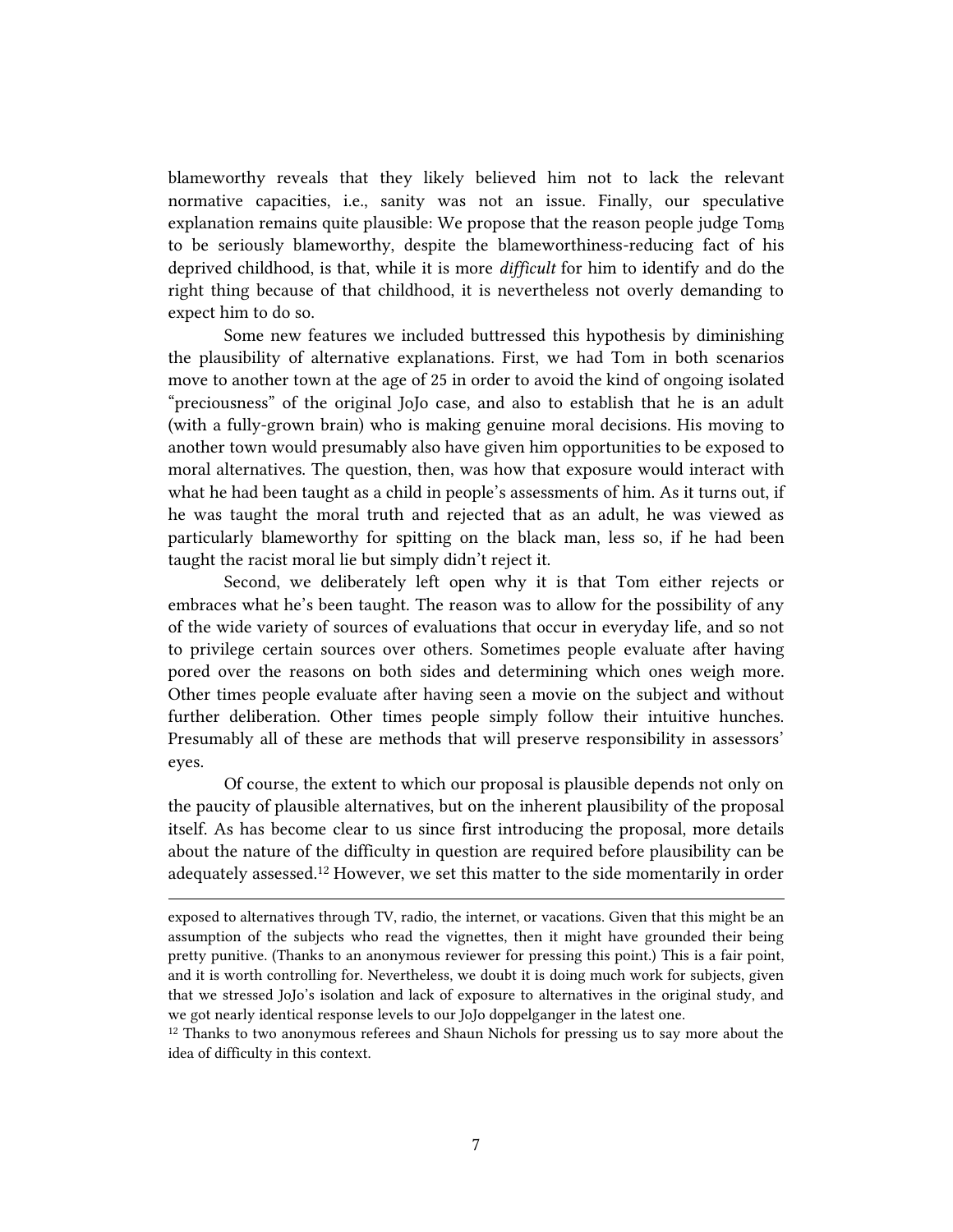blameworthy reveals that they likely believed him not to lack the relevant normative capacities, i.e., sanity was not an issue. Finally, our speculative explanation remains quite plausible: We propose that the reason people judge $Tom_B$ to be seriously blameworthy, despite the blameworthiness-reducing fact of his deprived childhood, is that, while it is more *difficult* for him to identify and do the right thing because of that childhood, it is nevertheless not overly demanding to expect him to do so.

Some new features we included buttressed this hypothesis by diminishing the plausibility of alternative explanations. First, we had Tom in both scenarios move to another town at the age of 25 in order to avoid the kind of ongoing isolated "preciousness" of the original JoJo case, and also to establish that he is an adult (with a fully-grown brain) who is making genuine moral decisions. His moving to another town would presumably also have given him opportunities to be exposed to moral alternatives. The question, then, was how that exposure would interact with what he had been taught as a child in people's assessments of him. As it turns out, if he was taught the moral truth and rejected that as an adult, he was viewed as particularly blameworthy for spitting on the black man, less so, if he had been taught the racist moral lie but simply didn't reject it.

Second, we deliberately left open why it is that Tom either rejects or embraces what he's been taught. The reason was to allow for the possibility of any of the wide variety of sources of evaluations that occur in everyday life, and so not to privilege certain sources over others. Sometimes people evaluate after having pored over the reasons on both sides and determining which ones weigh more. Other times people evaluate after having seen a movie on the subject and without further deliberation. Other times people simply follow their intuitive hunches. Presumably all of these are methods that will preserve responsibility in assessors' eyes.

Of course, the extent to which our proposal is plausible depends not only on the paucity of plausible alternatives, but on the inherent plausibility of the proposal itself. As has become clear to us since first introducing the proposal, more details about the nature of the difficulty in question are required before plausibility can be adequately assessed.[12] However, we set this matter to the side momentarily in order

---

exposed to alternatives through TV, radio, the internet, or vacations. Given that this might be an assumption of the subjects who read the vignettes, then it might have grounded their being pretty punitive. (Thanks to an anonymous reviewer for pressing this point.) This is a fair point, and it is worth controlling for. Nevertheless, we doubt it is doing much work for subjects, given that we stressed JoJo's isolation and lack of exposure to alternatives in the original study, and we got nearly identical response levels to our JoJo doppelganger in the latest one.

[12] Thanks to two anonymous referees and Shaun Nichols for pressing us to say more about the idea of difficulty in this context.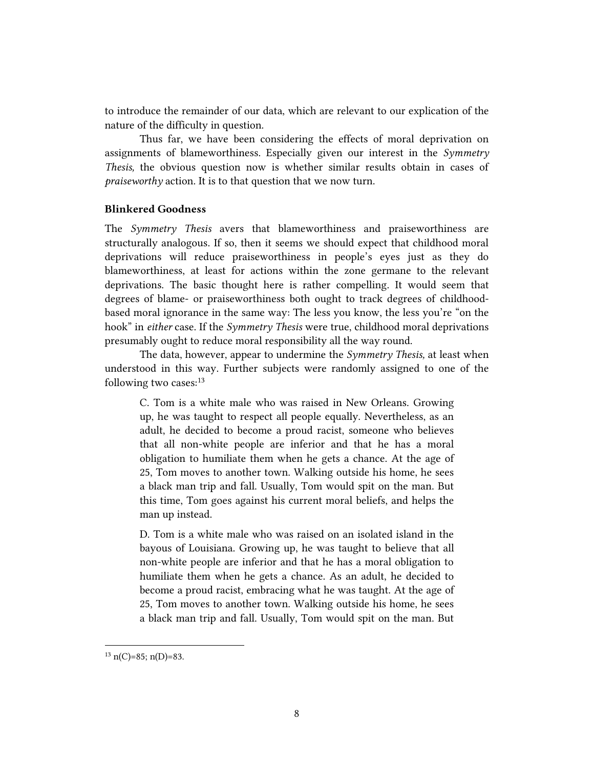to introduce the remainder of our data, which are relevant to our explication of the nature of the difficulty in question.

Thus far, we have been considering the effects of moral deprivation on assignments of blameworthiness. Especially given our interest in the *Symmetry Thesis,* the obvious question now is whether similar results obtain in cases of *praiseworthy* action. It is to that question that we now turn.

**Blinkered Goodness**

The *Symmetry Thesis* avers that blameworthiness and praiseworthiness are structurally analogous. If so, then it seems we should expect that childhood moral deprivations will reduce praiseworthiness in people's eyes just as they do blameworthiness, at least for actions within the zone germane to the relevant deprivations. The basic thought here is rather compelling. It would seem that degrees of blame- or praiseworthiness both ought to track degrees of childhood-based moral ignorance in the same way: The less you know, the less you're "on the hook" in *either* case. If the *Symmetry Thesis* were true, childhood moral deprivations presumably ought to reduce moral responsibility all the way round.

The data, however, appear to undermine the *Symmetry Thesis,* at least when understood in this way. Further subjects were randomly assigned to one of the following two cases:[13]

> C. Tom is a white male who was raised in New Orleans. Growing up, he was taught to respect all people equally. Nevertheless, as an adult, he decided to become a proud racist, someone who believes that all non-white people are inferior and that he has a moral obligation to humiliate them when he gets a chance. At the age of 25, Tom moves to another town. Walking outside his home, he sees a black man trip and fall. Usually, Tom would spit on the man. But this time, Tom goes against his current moral beliefs, and helps the man up instead.
>
> D. Tom is a white male who was raised on an isolated island in the bayous of Louisiana. Growing up, he was taught to believe that all non-white people are inferior and that he has a moral obligation to humiliate them when he gets a chance. As an adult, he decided to become a proud racist, embracing what he was taught. At the age of 25, Tom moves to another town. Walking outside his home, he sees a black man trip and fall. Usually, Tom would spit on the man. But

[13] n(C)=85; n(D)=83.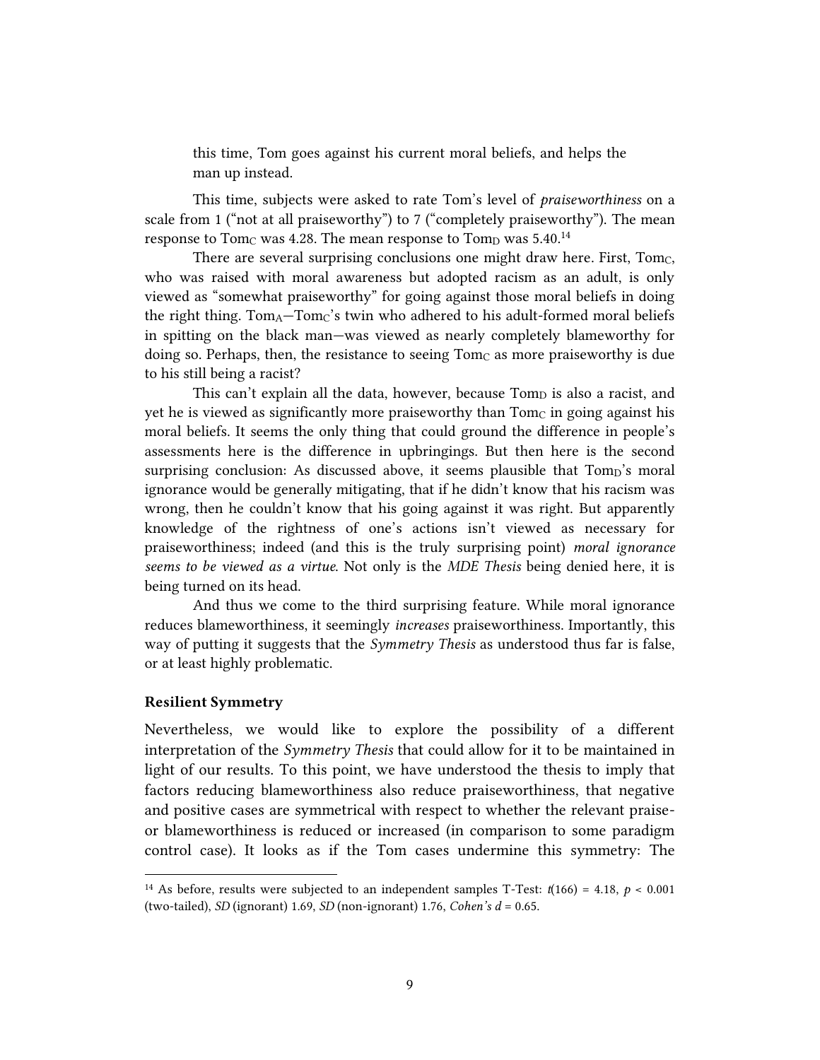this time, Tom goes against his current moral beliefs, and helps the man up instead.

This time, subjects were asked to rate Tom's level of *praiseworthiness* on a scale from 1 ("not at all praiseworthy") to 7 ("completely praiseworthy"). The mean response to $Tom_C$ was 4.28. The mean response to $Tom_D$ was 5.40.[14]

There are several surprising conclusions one might draw here. First, $Tom_C$, who was raised with moral awareness but adopted racism as an adult, is only viewed as "somewhat praiseworthy" for going against those moral beliefs in doing the right thing. $Tom_A$—$Tom_C$'s twin who adhered to his adult-formed moral beliefs in spitting on the black man—was viewed as nearly completely blameworthy for doing so. Perhaps, then, the resistance to seeing $Tom_C$ as more praiseworthy is due to his still being a racist?

This can't explain all the data, however, because $Tom_D$ is also a racist, and yet he is viewed as significantly more praiseworthy than $Tom_C$ in going against his moral beliefs. It seems the only thing that could ground the difference in people's assessments here is the difference in upbringings. But then here is the second surprising conclusion: As discussed above, it seems plausible that $Tom_D$'s moral ignorance would be generally mitigating, that if he didn't know that his racism was wrong, then he couldn't know that his going against it was right. But apparently knowledge of the rightness of one's actions isn't viewed as necessary for praiseworthiness; indeed (and this is the truly surprising point) *moral ignorance seems to be viewed as a virtue*. Not only is the *MDE Thesis* being denied here, it is being turned on its head.

And thus we come to the third surprising feature. While moral ignorance reduces blameworthiness, it seemingly *increases* praiseworthiness. Importantly, this way of putting it suggests that the *Symmetry Thesis* as understood thus far is false, or at least highly problematic.

**Resilient Symmetry**

Nevertheless, we would like to explore the possibility of a different interpretation of the *Symmetry Thesis* that could allow for it to be maintained in light of our results. To this point, we have understood the thesis to imply that factors reducing blameworthiness also reduce praiseworthiness, that negative and positive cases are symmetrical with respect to whether the relevant praise- or blameworthiness is reduced or increased (in comparison to some paradigm control case). It looks as if the Tom cases undermine this symmetry: The

---

[14] As before, results were subjected to an independent samples T-Test: $t(166) = 4.18$, $p < 0.001$ (two-tailed), *SD* (ignorant) 1.69, *SD* (non-ignorant) 1.76, *Cohen's d* = 0.65.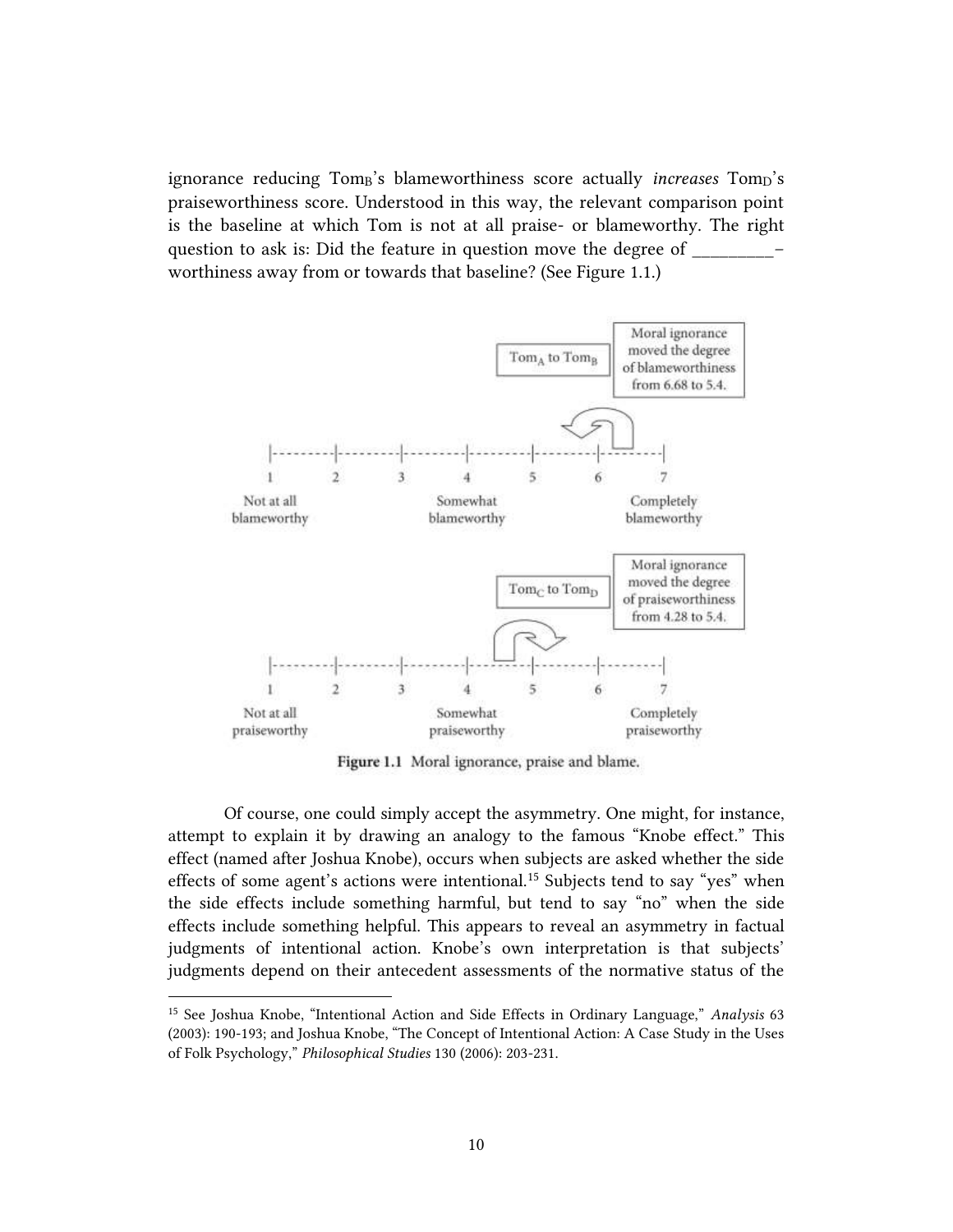ignorance reducing $Tom_B$'s blameworthiness score actually *increases* $Tom_D$'s praiseworthiness score. Understood in this way, the relevant comparison point is the baseline at which Tom is not at all praise- or blameworthy. The right question to ask is: Did the feature in question move the degree of _________–worthiness away from or towards that baseline? (See Figure 1.1.)

**Figure 1.1** Moral ignorance, praise and blame.

Of course, one could simply accept the asymmetry. One might, for instance, attempt to explain it by drawing an analogy to the famous "Knobe effect." This effect (named after Joshua Knobe), occurs when subjects are asked whether the side effects of some agent's actions were intentional.[15] Subjects tend to say "yes" when the side effects include something harmful, but tend to say "no" when the side effects include something helpful. This appears to reveal an asymmetry in factual judgments of intentional action. Knobe's own interpretation is that subjects' judgments depend on their antecedent assessments of the normative status of the

[15] See Joshua Knobe, "Intentional Action and Side Effects in Ordinary Language," *Analysis* 63 (2003): 190-193; and Joshua Knobe, "The Concept of Intentional Action: A Case Study in the Uses of Folk Psychology," *Philosophical Studies* 130 (2006): 203-231.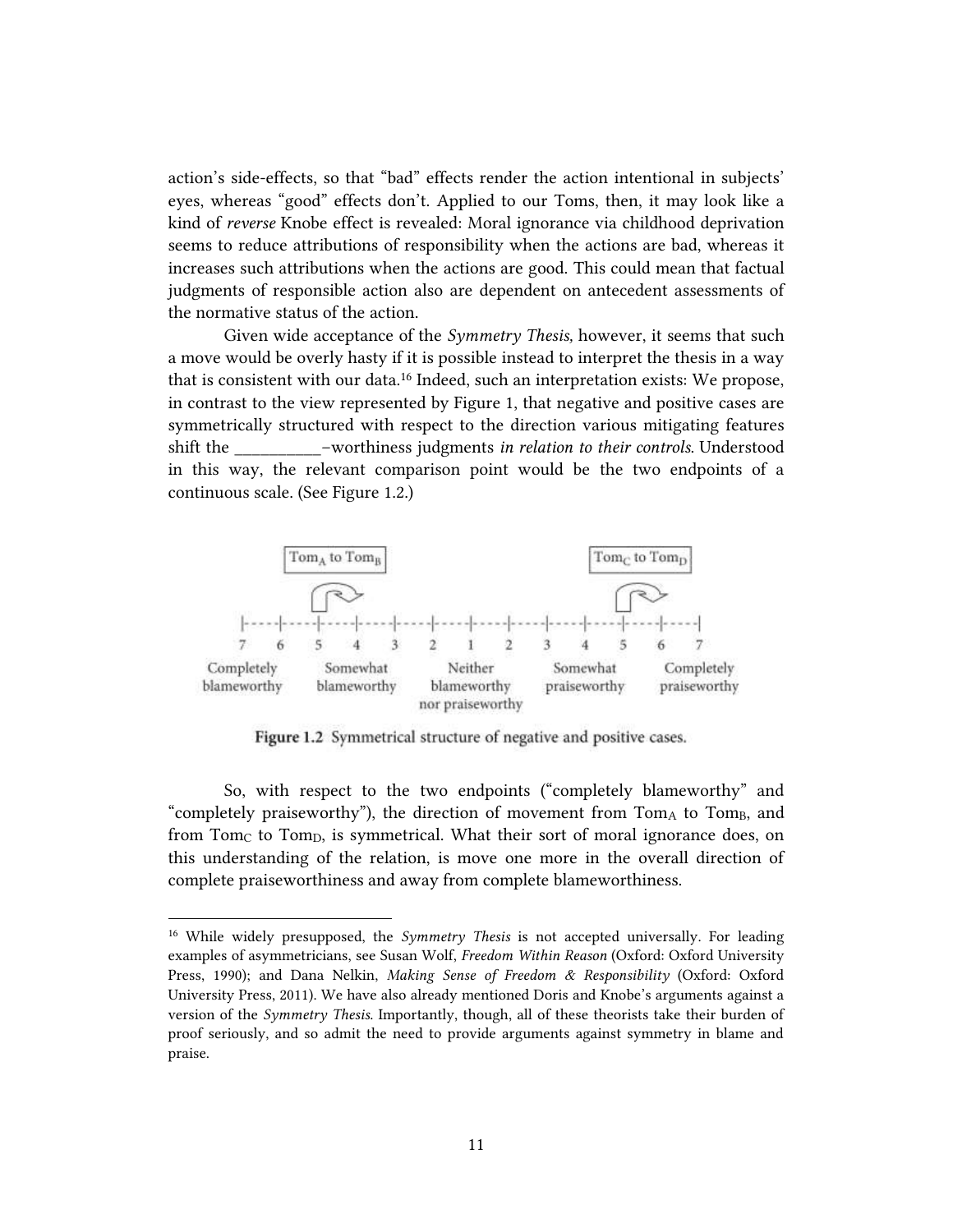action's side-effects, so that "bad" effects render the action intentional in subjects' eyes, whereas "good" effects don't. Applied to our Toms, then, it may look like a kind of *reverse* Knobe effect is revealed: Moral ignorance via childhood deprivation seems to reduce attributions of responsibility when the actions are bad, whereas it increases such attributions when the actions are good. This could mean that factual judgments of responsible action also are dependent on antecedent assessments of the normative status of the action.

Given wide acceptance of the *Symmetry Thesis,* however, it seems that such a move would be overly hasty if it is possible instead to interpret the thesis in a way that is consistent with our data.[16] Indeed, such an interpretation exists: We propose, in contrast to the view represented by Figure 1, that negative and positive cases are symmetrically structured with respect to the direction various mitigating features shift the __________–worthiness judgments *in relation to their controls*. Understood in this way, the relevant comparison point would be the two endpoints of a continuous scale. (See Figure 1.2.)

$Tom_A$ to $Tom_B$ | $Tom_C$ to $Tom_D$

7 6 5 4 3 2 1 2 3 4 5 6 7

Completely blameworthy | Somewhat blameworthy | Neither blameworthy nor praiseworthy | Somewhat praiseworthy | Completely praiseworthy

**Figure 1.2** Symmetrical structure of negative and positive cases.

So, with respect to the two endpoints ("completely blameworthy" and "completely praiseworthy"), the direction of movement from $Tom_A$ to $Tom_B$, and from $Tom_C$ to $Tom_D$, is symmetrical. What their sort of moral ignorance does, on this understanding of the relation, is move one more in the overall direction of complete praiseworthiness and away from complete blameworthiness.

---

[16] While widely presupposed, the *Symmetry Thesis* is not accepted universally. For leading examples of asymmetricians, see Susan Wolf, *Freedom Within Reason* (Oxford: Oxford University Press, 1990); and Dana Nelkin, *Making Sense of Freedom & Responsibility* (Oxford: Oxford University Press, 2011). We have also already mentioned Doris and Knobe's arguments against a version of the *Symmetry Thesis*. Importantly, though, all of these theorists take their burden of proof seriously, and so admit the need to provide arguments against symmetry in blame and praise.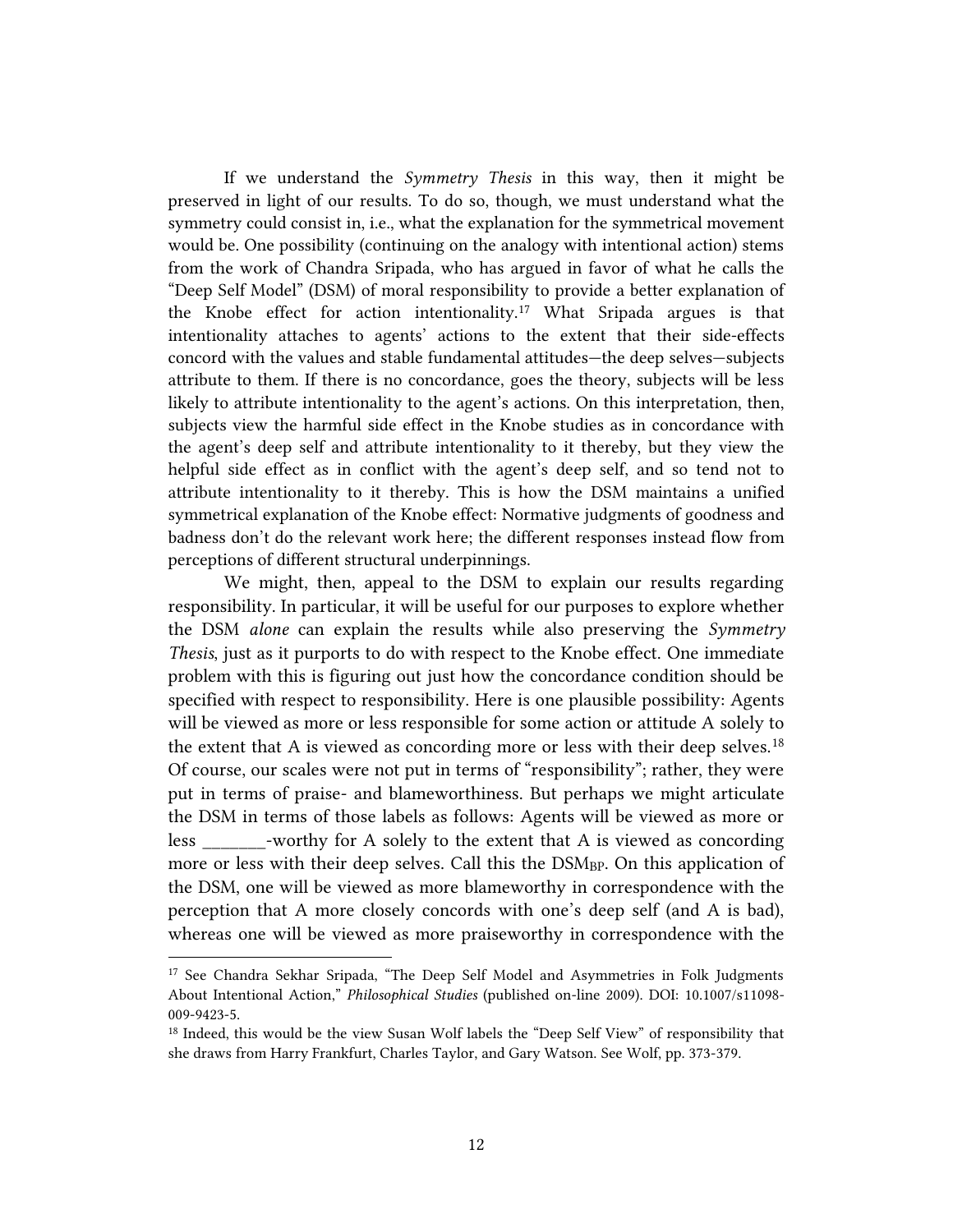If we understand the *Symmetry Thesis* in this way, then it might be preserved in light of our results. To do so, though, we must understand what the symmetry could consist in, i.e., what the explanation for the symmetrical movement would be. One possibility (continuing on the analogy with intentional action) stems from the work of Chandra Sripada, who has argued in favor of what he calls the "Deep Self Model" (DSM) of moral responsibility to provide a better explanation of the Knobe effect for action intentionality.[17] What Sripada argues is that intentionality attaches to agents' actions to the extent that their side-effects concord with the values and stable fundamental attitudes—the deep selves—subjects attribute to them. If there is no concordance, goes the theory, subjects will be less likely to attribute intentionality to the agent's actions. On this interpretation, then, subjects view the harmful side effect in the Knobe studies as in concordance with the agent's deep self and attribute intentionality to it thereby, but they view the helpful side effect as in conflict with the agent's deep self, and so tend not to attribute intentionality to it thereby. This is how the DSM maintains a unified symmetrical explanation of the Knobe effect: Normative judgments of goodness and badness don't do the relevant work here; the different responses instead flow from perceptions of different structural underpinnings.

We might, then, appeal to the DSM to explain our results regarding responsibility. In particular, it will be useful for our purposes to explore whether the DSM *alone* can explain the results while also preserving the *Symmetry Thesis*, just as it purports to do with respect to the Knobe effect. One immediate problem with this is figuring out just how the concordance condition should be specified with respect to responsibility. Here is one plausible possibility: Agents will be viewed as more or less responsible for some action or attitude A solely to the extent that A is viewed as concording more or less with their deep selves.[18] Of course, our scales were not put in terms of "responsibility"; rather, they were put in terms of praise- and blameworthiness. But perhaps we might articulate the DSM in terms of those labels as follows: Agents will be viewed as more or less _______-worthy for A solely to the extent that A is viewed as concording more or less with their deep selves. Call this the $DSM_{BP}$. On this application of the DSM, one will be viewed as more blameworthy in correspondence with the perception that A more closely concords with one's deep self (and A is bad), whereas one will be viewed as more praiseworthy in correspondence with the

---

[17] See Chandra Sekhar Sripada, "The Deep Self Model and Asymmetries in Folk Judgments About Intentional Action," *Philosophical Studies* (published on-line 2009). DOI: 10.1007/s11098-009-9423-5.

[18] Indeed, this would be the view Susan Wolf labels the "Deep Self View" of responsibility that she draws from Harry Frankfurt, Charles Taylor, and Gary Watson. See Wolf, pp. 373-379.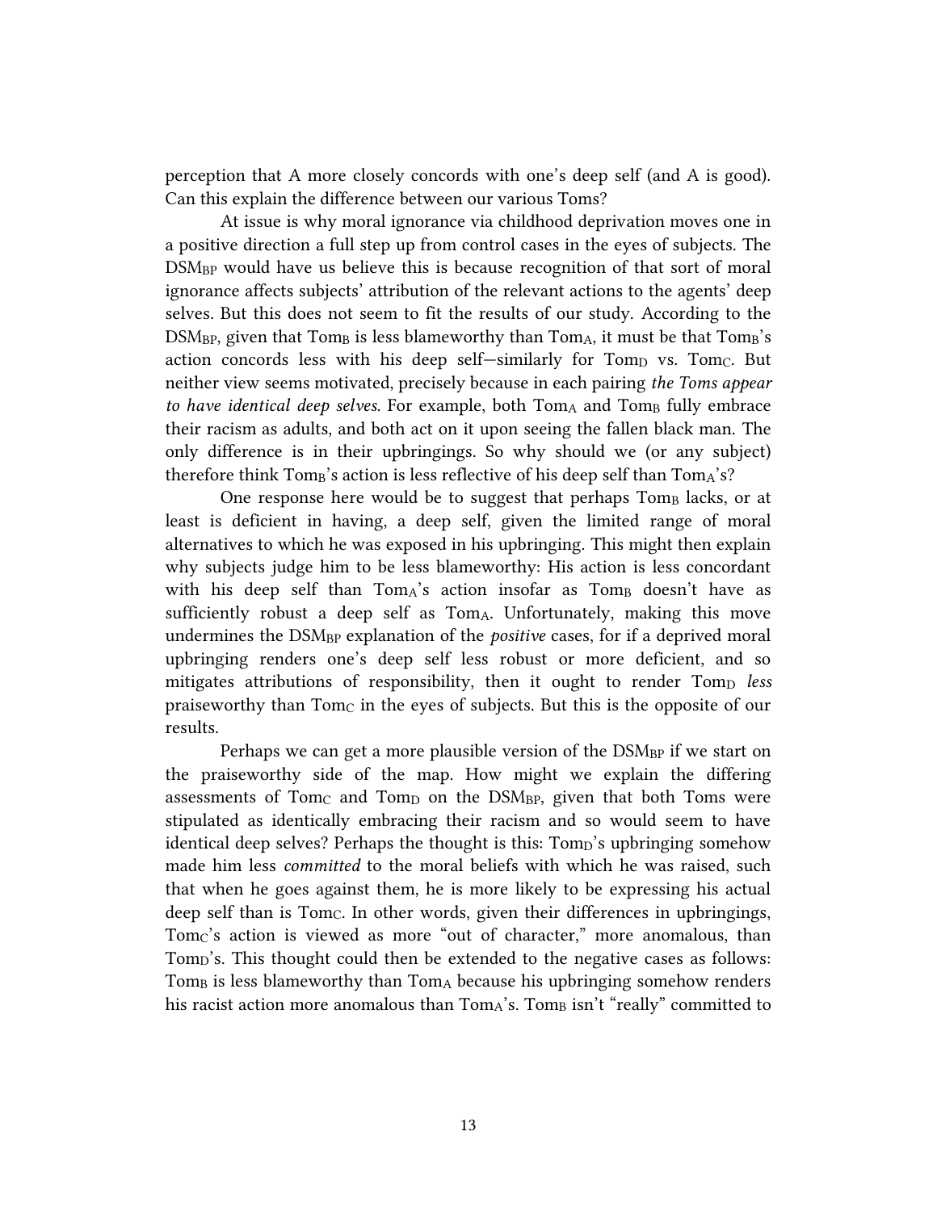perception that A more closely concords with one's deep self (and A is good). Can this explain the difference between our various Toms?

At issue is why moral ignorance via childhood deprivation moves one in a positive direction a full step up from control cases in the eyes of subjects. The $DSM_{BP}$ would have us believe this is because recognition of that sort of moral ignorance affects subjects' attribution of the relevant actions to the agents' deep selves. But this does not seem to fit the results of our study. According to the $DSM_{BP}$, given that $Tom_B$ is less blameworthy than $Tom_A$, it must be that $Tom_B$'s action concords less with his deep self—similarly for $Tom_D$ vs. $Tom_C$. But neither view seems motivated, precisely because in each pairing *the Toms appear to have identical deep selves*. For example, both $Tom_A$ and $Tom_B$ fully embrace their racism as adults, and both act on it upon seeing the fallen black man. The only difference is in their upbringings. So why should we (or any subject) therefore think $Tom_B$'s action is less reflective of his deep self than $Tom_A$'s?

One response here would be to suggest that perhaps $Tom_B$ lacks, or at least is deficient in having, a deep self, given the limited range of moral alternatives to which he was exposed in his upbringing. This might then explain why subjects judge him to be less blameworthy: His action is less concordant with his deep self than $Tom_A$'s action insofar as $Tom_B$ doesn't have as sufficiently robust a deep self as $Tom_A$. Unfortunately, making this move undermines the $DSM_{BP}$ explanation of the *positive* cases, for if a deprived moral upbringing renders one's deep self less robust or more deficient, and so mitigates attributions of responsibility, then it ought to render $Tom_D$ *less* praiseworthy than $Tom_C$ in the eyes of subjects. But this is the opposite of our results.

Perhaps we can get a more plausible version of the $DSM_{BP}$ if we start on the praiseworthy side of the map. How might we explain the differing assessments of $Tom_C$ and $Tom_D$ on the $DSM_{BP}$, given that both Toms were stipulated as identically embracing their racism and so would seem to have identical deep selves? Perhaps the thought is this: $Tom_D$'s upbringing somehow made him less *committed* to the moral beliefs with which he was raised, such that when he goes against them, he is more likely to be expressing his actual deep self than is $Tom_C$. In other words, given their differences in upbringings, $Tom_C$'s action is viewed as more "out of character," more anomalous, than $Tom_D$'s. This thought could then be extended to the negative cases as follows: $Tom_B$ is less blameworthy than $Tom_A$ because his upbringing somehow renders his racist action more anomalous than $Tom_A$'s. $Tom_B$ isn't "really" committed to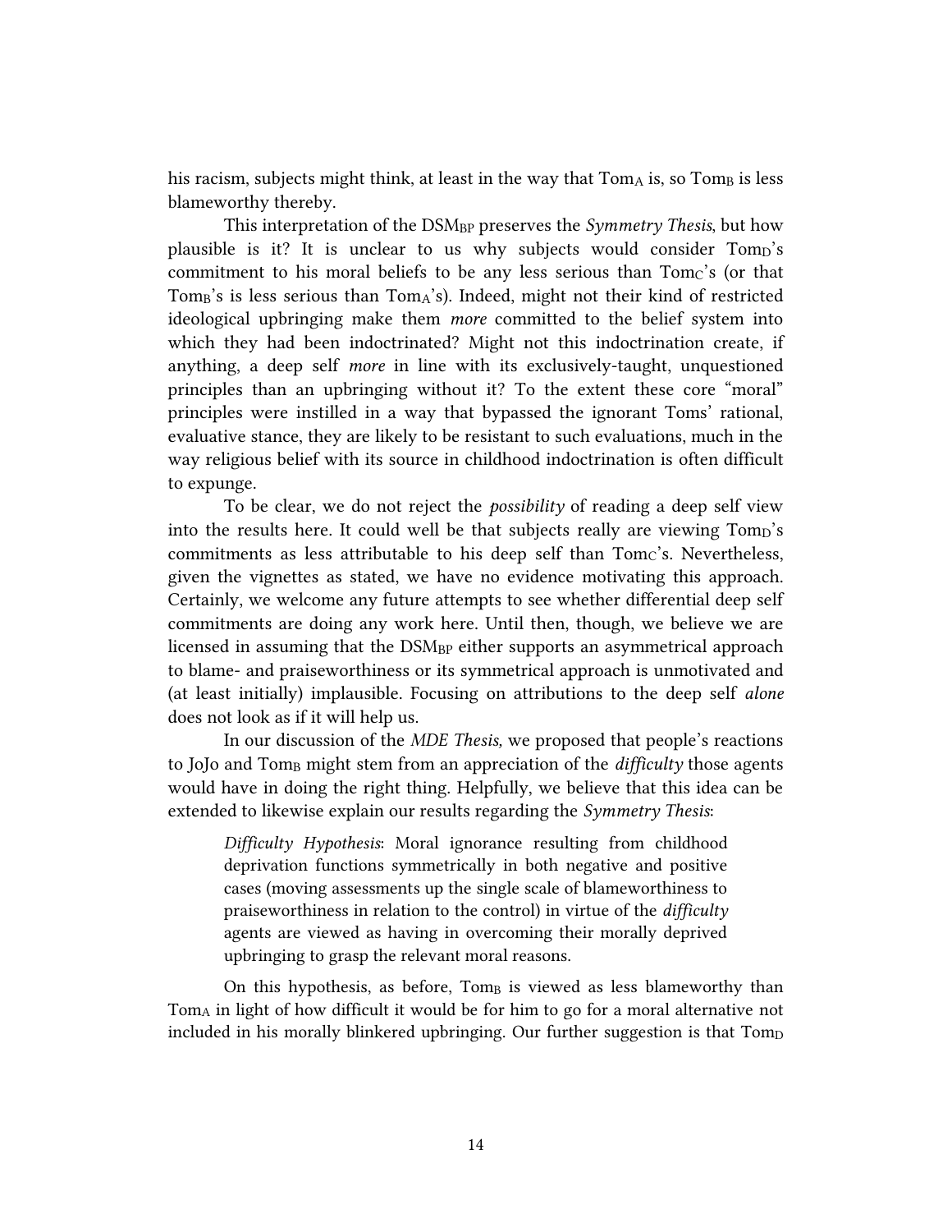his racism, subjects might think, at least in the way that $\text{Tom}_A$ is, so $\text{Tom}_B$ is less blameworthy thereby.

This interpretation of the $\text{DSM}_{BP}$ preserves the *Symmetry Thesis*, but how plausible is it? It is unclear to us why subjects would consider $\text{Tom}_D$'s commitment to his moral beliefs to be any less serious than $\text{Tom}_C$'s (or that $\text{Tom}_B$'s is less serious than $\text{Tom}_A$'s). Indeed, might not their kind of restricted ideological upbringing make them *more* committed to the belief system into which they had been indoctrinated? Might not this indoctrination create, if anything, a deep self *more* in line with its exclusively-taught, unquestioned principles than an upbringing without it? To the extent these core "moral" principles were instilled in a way that bypassed the ignorant Toms' rational, evaluative stance, they are likely to be resistant to such evaluations, much in the way religious belief with its source in childhood indoctrination is often difficult to expunge.

To be clear, we do not reject the *possibility* of reading a deep self view into the results here. It could well be that subjects really are viewing $\text{Tom}_D$'s commitments as less attributable to his deep self than $\text{Tom}_C$'s. Nevertheless, given the vignettes as stated, we have no evidence motivating this approach. Certainly, we welcome any future attempts to see whether differential deep self commitments are doing any work here. Until then, though, we believe we are licensed in assuming that the $\text{DSM}_{BP}$ either supports an asymmetrical approach to blame- and praiseworthiness or its symmetrical approach is unmotivated and (at least initially) implausible. Focusing on attributions to the deep self *alone* does not look as if it will help us.

In our discussion of the *MDE Thesis,* we proposed that people's reactions to JoJo and $\text{Tom}_B$ might stem from an appreciation of the *difficulty* those agents would have in doing the right thing. Helpfully, we believe that this idea can be extended to likewise explain our results regarding the *Symmetry Thesis*:

> *Difficulty Hypothesis*: Moral ignorance resulting from childhood deprivation functions symmetrically in both negative and positive cases (moving assessments up the single scale of blameworthiness to praiseworthiness in relation to the control) in virtue of the *difficulty* agents are viewed as having in overcoming their morally deprived upbringing to grasp the relevant moral reasons.

On this hypothesis, as before, $\text{Tom}_B$ is viewed as less blameworthy than $\text{Tom}_A$ in light of how difficult it would be for him to go for a moral alternative not included in his morally blinkered upbringing. Our further suggestion is that $\text{Tom}_D$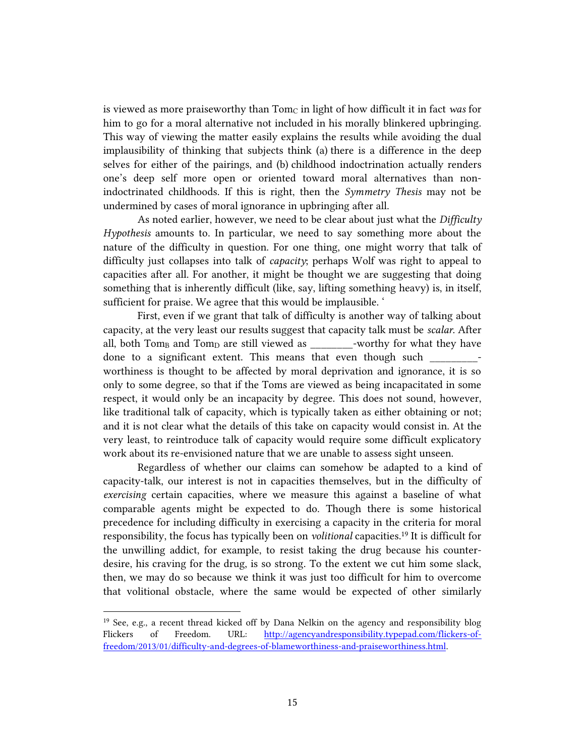is viewed as more praiseworthy than $\text{Tom}_C$ in light of how difficult it in fact *was* for him to go for a moral alternative not included in his morally blinkered upbringing. This way of viewing the matter easily explains the results while avoiding the dual implausibility of thinking that subjects think (a) there is a difference in the deep selves for either of the pairings, and (b) childhood indoctrination actually renders one's deep self more open or oriented toward moral alternatives than non-indoctrinated childhoods. If this is right, then the *Symmetry Thesis* may not be undermined by cases of moral ignorance in upbringing after all.

As noted earlier, however, we need to be clear about just what the *Difficulty Hypothesis* amounts to. In particular, we need to say something more about the nature of the difficulty in question. For one thing, one might worry that talk of difficulty just collapses into talk of *capacity*; perhaps Wolf was right to appeal to capacities after all. For another, it might be thought we are suggesting that doing something that is inherently difficult (like, say, lifting something heavy) is, in itself, sufficient for praise. We agree that this would be implausible. '

First, even if we grant that talk of difficulty is another way of talking about capacity, at the very least our results suggest that capacity talk must be *scalar*. After all, both $\text{Tom}_B$ and $\text{Tom}_D$ are still viewed as ________-worthy for what they have done to a significant extent. This means that even though such _________-worthiness is thought to be affected by moral deprivation and ignorance, it is so only to some degree, so that if the Toms are viewed as being incapacitated in some respect, it would only be an incapacity by degree. This does not sound, however, like traditional talk of capacity, which is typically taken as either obtaining or not; and it is not clear what the details of this take on capacity would consist in. At the very least, to reintroduce talk of capacity would require some difficult explicatory work about its re-envisioned nature that we are unable to assess sight unseen.

Regardless of whether our claims can somehow be adapted to a kind of capacity-talk, our interest is not in capacities themselves, but in the difficulty of *exercising* certain capacities, where we measure this against a baseline of what comparable agents might be expected to do. Though there is some historical precedence for including difficulty in exercising a capacity in the criteria for moral responsibility, the focus has typically been on *volitional* capacities.[19] It is difficult for the unwilling addict, for example, to resist taking the drug because his counter-desire, his craving for the drug, is so strong. To the extent we cut him some slack, then, we may do so because we think it was just too difficult for him to overcome that volitional obstacle, where the same would be expected of other similarly

---

[19] See, e.g., a recent thread kicked off by Dana Nelkin on the agency and responsibility blog Flickers of Freedom. URL: http://agencyandresponsibility.typepad.com/flickers-of-freedom/2013/01/difficulty-and-degrees-of-blameworthiness-and-praiseworthiness.html.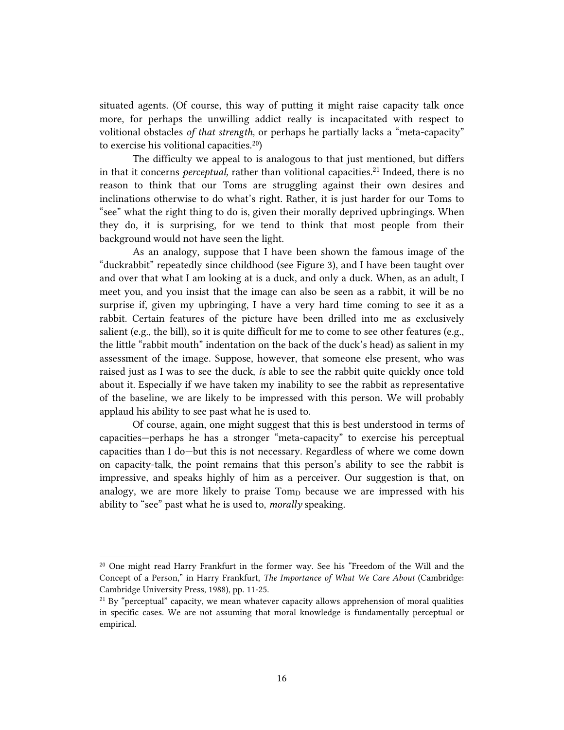situated agents. (Of course, this way of putting it might raise capacity talk once more, for perhaps the unwilling addict really is incapacitated with respect to volitional obstacles *of that strength,* or perhaps he partially lacks a "meta-capacity" to exercise his volitional capacities.[20])

The difficulty we appeal to is analogous to that just mentioned, but differs in that it concerns *perceptual,* rather than volitional capacities.[21] Indeed, there is no reason to think that our Toms are struggling against their own desires and inclinations otherwise to do what's right. Rather, it is just harder for our Toms to "see" what the right thing to do is, given their morally deprived upbringings. When they do, it is surprising, for we tend to think that most people from their background would not have seen the light.

As an analogy, suppose that I have been shown the famous image of the "duckrabbit" repeatedly since childhood (see Figure 3), and I have been taught over and over that what I am looking at is a duck, and only a duck. When, as an adult, I meet you, and you insist that the image can also be seen as a rabbit, it will be no surprise if, given my upbringing, I have a very hard time coming to see it as a rabbit. Certain features of the picture have been drilled into me as exclusively salient (e.g., the bill), so it is quite difficult for me to come to see other features (e.g., the little "rabbit mouth" indentation on the back of the duck's head) as salient in my assessment of the image. Suppose, however, that someone else present, who was raised just as I was to see the duck, *is* able to see the rabbit quite quickly once told about it. Especially if we have taken my inability to see the rabbit as representative of the baseline, we are likely to be impressed with this person. We will probably applaud his ability to see past what he is used to.

Of course, again, one might suggest that this is best understood in terms of capacities—perhaps he has a stronger "meta-capacity" to exercise his perceptual capacities than I do—but this is not necessary. Regardless of where we come down on capacity-talk, the point remains that this person's ability to see the rabbit is impressive, and speaks highly of him as a perceiver. Our suggestion is that, on analogy, we are more likely to praise $\text{Tom}_D$ because we are impressed with his ability to "see" past what he is used to, *morally* speaking.

---

[20] One might read Harry Frankfurt in the former way. See his "Freedom of the Will and the Concept of a Person," in Harry Frankfurt, *The Importance of What We Care About* (Cambridge: Cambridge University Press, 1988), pp. 11-25.

[21] By "perceptual" capacity, we mean whatever capacity allows apprehension of moral qualities in specific cases. We are not assuming that moral knowledge is fundamentally perceptual or empirical.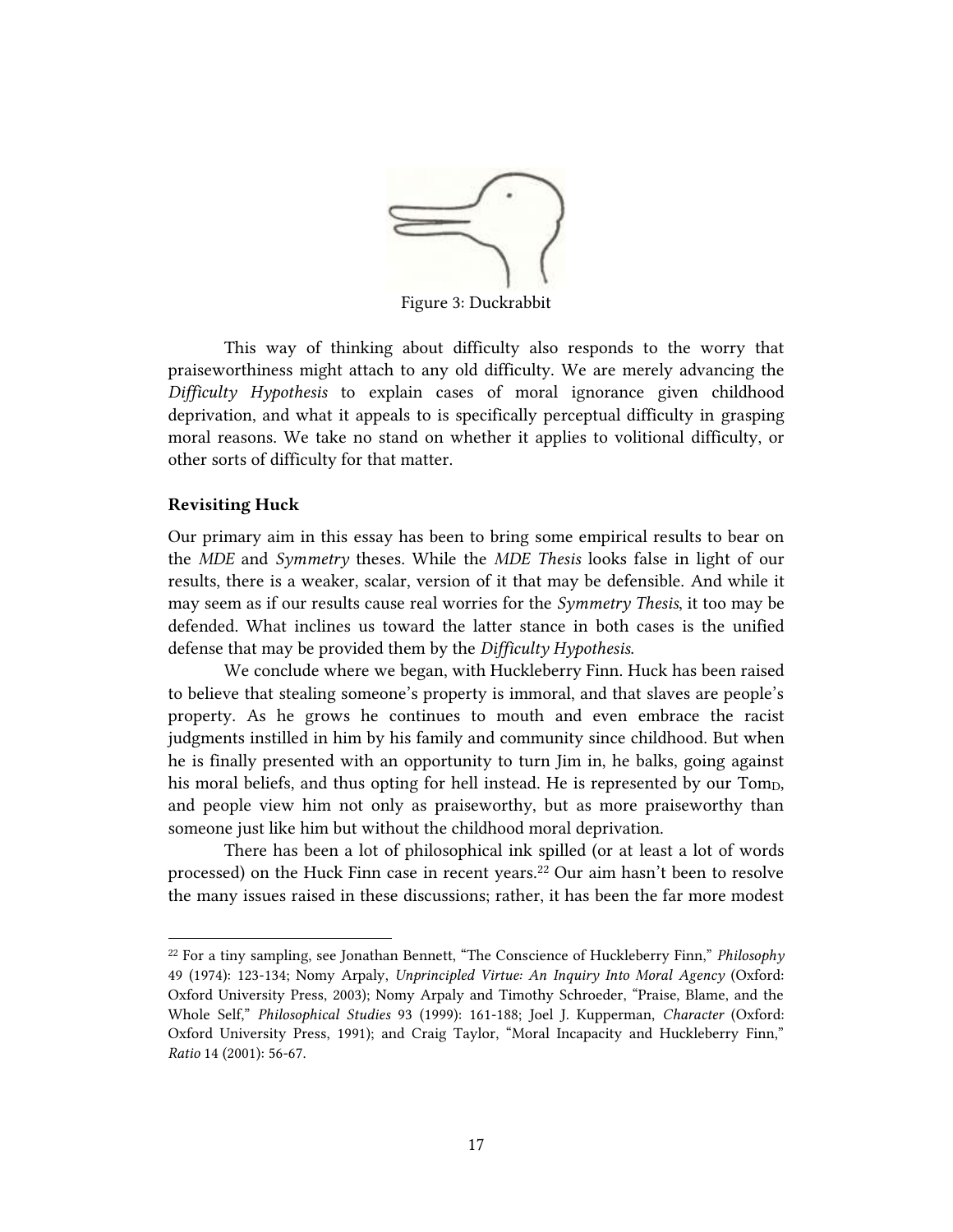Figure 3: Duckrabbit

This way of thinking about difficulty also responds to the worry that praiseworthiness might attach to any old difficulty. We are merely advancing the *Difficulty Hypothesis* to explain cases of moral ignorance given childhood deprivation, and what it appeals to is specifically perceptual difficulty in grasping moral reasons. We take no stand on whether it applies to volitional difficulty, or other sorts of difficulty for that matter.

**Revisiting Huck**

Our primary aim in this essay has been to bring some empirical results to bear on the *MDE* and *Symmetry* theses. While the *MDE Thesis* looks false in light of our results, there is a weaker, scalar, version of it that may be defensible. And while it may seem as if our results cause real worries for the *Symmetry Thesis*, it too may be defended. What inclines us toward the latter stance in both cases is the unified defense that may be provided them by the *Difficulty Hypothesis*.

We conclude where we began, with Huckleberry Finn. Huck has been raised to believe that stealing someone's property is immoral, and that slaves are people's property. As he grows he continues to mouth and even embrace the racist judgments instilled in him by his family and community since childhood. But when he is finally presented with an opportunity to turn Jim in, he balks, going against his moral beliefs, and thus opting for hell instead. He is represented by our $\text{Tom}_D$, and people view him not only as praiseworthy, but as more praiseworthy than someone just like him but without the childhood moral deprivation.

There has been a lot of philosophical ink spilled (or at least a lot of words processed) on the Huck Finn case in recent years.[22] Our aim hasn't been to resolve the many issues raised in these discussions; rather, it has been the far more modest

[22] For a tiny sampling, see Jonathan Bennett, "The Conscience of Huckleberry Finn," *Philosophy* 49 (1974): 123-134; Nomy Arpaly, *Unprincipled Virtue: An Inquiry Into Moral Agency* (Oxford: Oxford University Press, 2003); Nomy Arpaly and Timothy Schroeder, "Praise, Blame, and the Whole Self," *Philosophical Studies* 93 (1999): 161-188; Joel J. Kupperman, *Character* (Oxford: Oxford University Press, 1991); and Craig Taylor, "Moral Incapacity and Huckleberry Finn," *Ratio* 14 (2001): 56-67.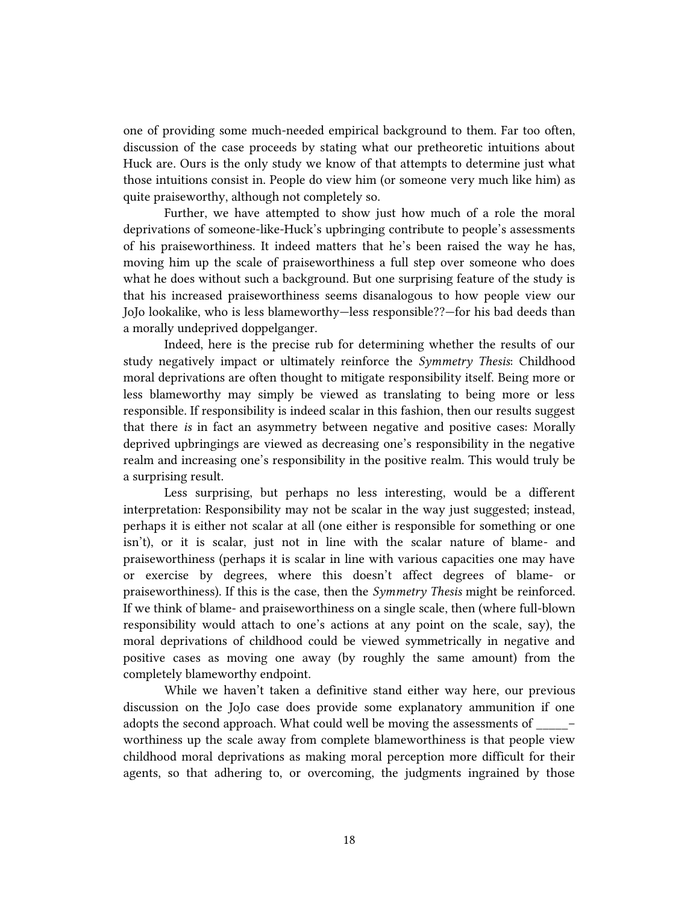one of providing some much-needed empirical background to them. Far too often, discussion of the case proceeds by stating what our pretheoretic intuitions about Huck are. Ours is the only study we know of that attempts to determine just what those intuitions consist in. People do view him (or someone very much like him) as quite praiseworthy, although not completely so.

Further, we have attempted to show just how much of a role the moral deprivations of someone-like-Huck's upbringing contribute to people's assessments of his praiseworthiness. It indeed matters that he's been raised the way he has, moving him up the scale of praiseworthiness a full step over someone who does what he does without such a background. But one surprising feature of the study is that his increased praiseworthiness seems disanalogous to how people view our JoJo lookalike, who is less blameworthy—less responsible??—for his bad deeds than a morally undeprived doppelganger.

Indeed, here is the precise rub for determining whether the results of our study negatively impact or ultimately reinforce the *Symmetry Thesis*: Childhood moral deprivations are often thought to mitigate responsibility itself. Being more or less blameworthy may simply be viewed as translating to being more or less responsible. If responsibility is indeed scalar in this fashion, then our results suggest that there *is* in fact an asymmetry between negative and positive cases: Morally deprived upbringings are viewed as decreasing one's responsibility in the negative realm and increasing one's responsibility in the positive realm. This would truly be a surprising result.

Less surprising, but perhaps no less interesting, would be a different interpretation: Responsibility may not be scalar in the way just suggested; instead, perhaps it is either not scalar at all (one either is responsible for something or one isn't), or it is scalar, just not in line with the scalar nature of blame- and praiseworthiness (perhaps it is scalar in line with various capacities one may have or exercise by degrees, where this doesn't affect degrees of blame- or praiseworthiness). If this is the case, then the *Symmetry Thesis* might be reinforced. If we think of blame- and praiseworthiness on a single scale, then (where full-blown responsibility would attach to one's actions at any point on the scale, say), the moral deprivations of childhood could be viewed symmetrically in negative and positive cases as moving one away (by roughly the same amount) from the completely blameworthy endpoint.

While we haven't taken a definitive stand either way here, our previous discussion on the JoJo case does provide some explanatory ammunition if one adopts the second approach. What could well be moving the assessments of \_\_\_\_\_–worthiness up the scale away from complete blameworthiness is that people view childhood moral deprivations as making moral perception more difficult for their agents, so that adhering to, or overcoming, the judgments ingrained by those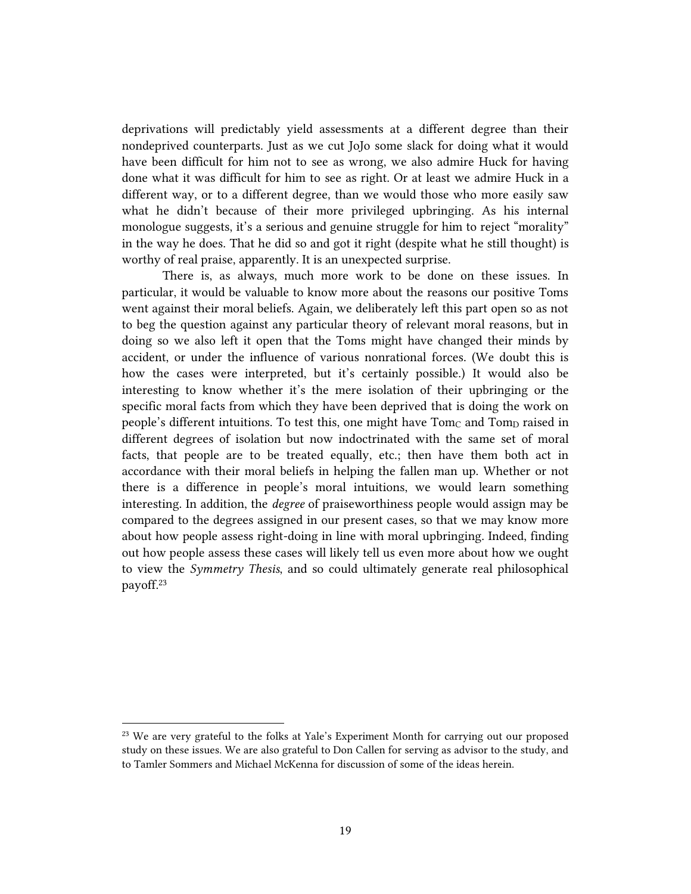deprivations will predictably yield assessments at a different degree than their nondeprived counterparts. Just as we cut JoJo some slack for doing what it would have been difficult for him not to see as wrong, we also admire Huck for having done what it was difficult for him to see as right. Or at least we admire Huck in a different way, or to a different degree, than we would those who more easily saw what he didn't because of their more privileged upbringing. As his internal monologue suggests, it's a serious and genuine struggle for him to reject "morality" in the way he does. That he did so and got it right (despite what he still thought) is worthy of real praise, apparently. It is an unexpected surprise.

There is, as always, much more work to be done on these issues. In particular, it would be valuable to know more about the reasons our positive Toms went against their moral beliefs. Again, we deliberately left this part open so as not to beg the question against any particular theory of relevant moral reasons, but in doing so we also left it open that the Toms might have changed their minds by accident, or under the influence of various nonrational forces. (We doubt this is how the cases were interpreted, but it's certainly possible.) It would also be interesting to know whether it's the mere isolation of their upbringing or the specific moral facts from which they have been deprived that is doing the work on people's different intuitions. To test this, one might have $\text{Tom}_C$ and $\text{Tom}_D$ raised in different degrees of isolation but now indoctrinated with the same set of moral facts, that people are to be treated equally, etc.; then have them both act in accordance with their moral beliefs in helping the fallen man up. Whether or not there is a difference in people's moral intuitions, we would learn something interesting. In addition, the *degree* of praiseworthiness people would assign may be compared to the degrees assigned in our present cases, so that we may know more about how people assess right-doing in line with moral upbringing. Indeed, finding out how people assess these cases will likely tell us even more about how we ought to view the *Symmetry Thesis*, and so could ultimately generate real philosophical payoff.[23]

---

[23] We are very grateful to the folks at Yale's Experiment Month for carrying out our proposed study on these issues. We are also grateful to Don Callen for serving as advisor to the study, and to Tamler Sommers and Michael McKenna for discussion of some of the ideas herein.